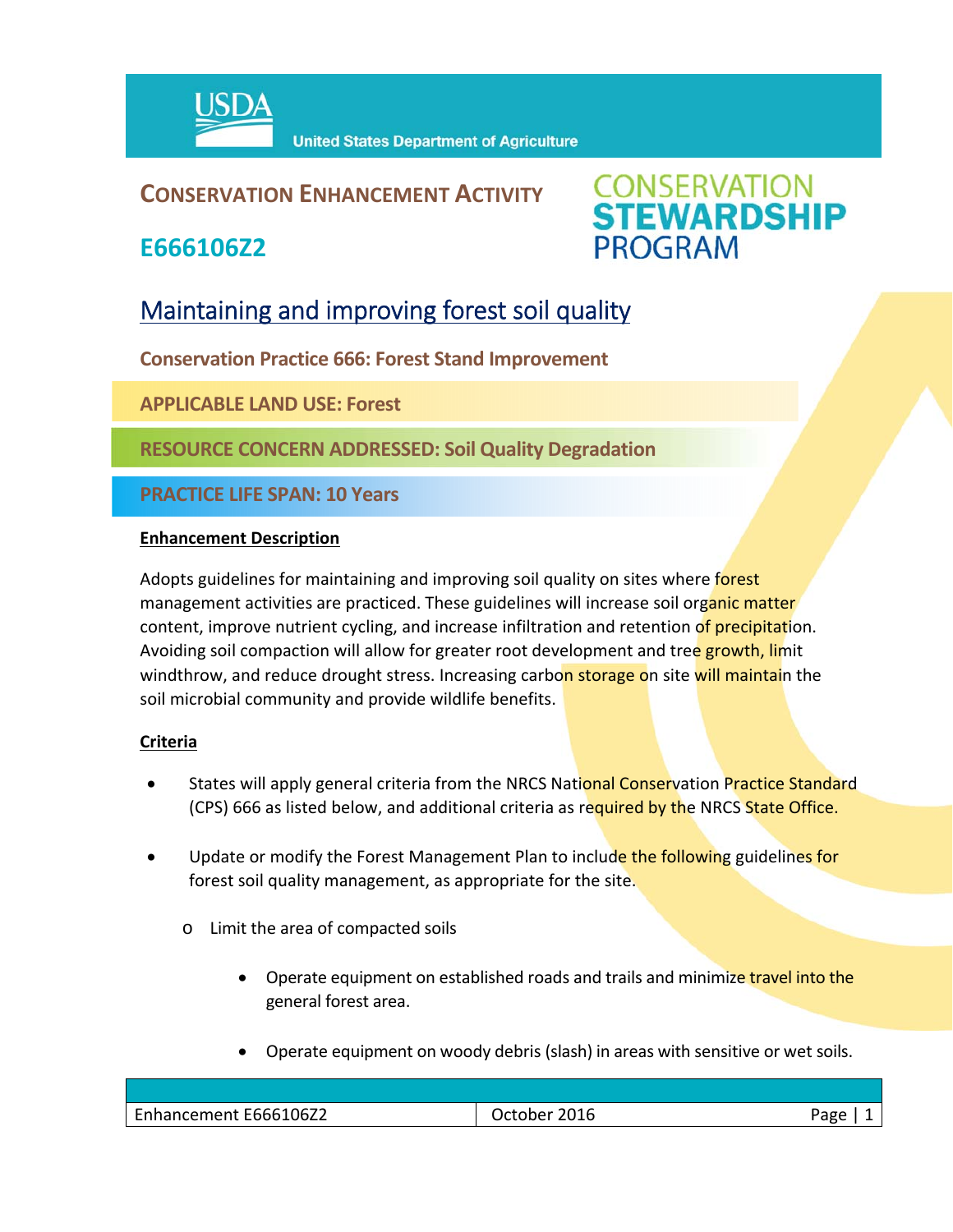USDA United States Department of Agriculture

# CONSERVATION ENHANCEMENT ACTIVITY

## E666106Z2

CONSERVATION STEWARDSHIP PROGRAM

## Maintaining and improving forest soil quality

**Conservation Practice 666: Forest Stand Improvement**

**APPLICABLE LAND USE: Forest**

**RESOURCE CONCERN ADDRESSED: Soil Quality Degradation**

**PRACTICE LIFE SPAN: 10 Years**

**Enhancement Description**

Adopts guidelines for maintaining and improving soil quality on sites where forest management activities are practiced. These guidelines will increase soil organic matter content, improve nutrient cycling, and increase infiltration and retention of precipitation. Avoiding soil compaction will allow for greater root development and tree growth, limit windthrow, and reduce drought stress. Increasing carbon storage on site will maintain the soil microbial community and provide wildlife benefits.

**Criteria**

- States will apply general criteria from the NRCS National Conservation Practice Standard (CPS) 666 as listed below, and additional criteria as required by the NRCS State Office.
- Update or modify the Forest Management Plan to include the following guidelines for forest soil quality management, as appropriate for the site.
  - Limit the area of compacted soils
    - Operate equipment on established roads and trails and minimize travel into the general forest area.
    - Operate equipment on woody debris (slash) in areas with sensitive or wet soils.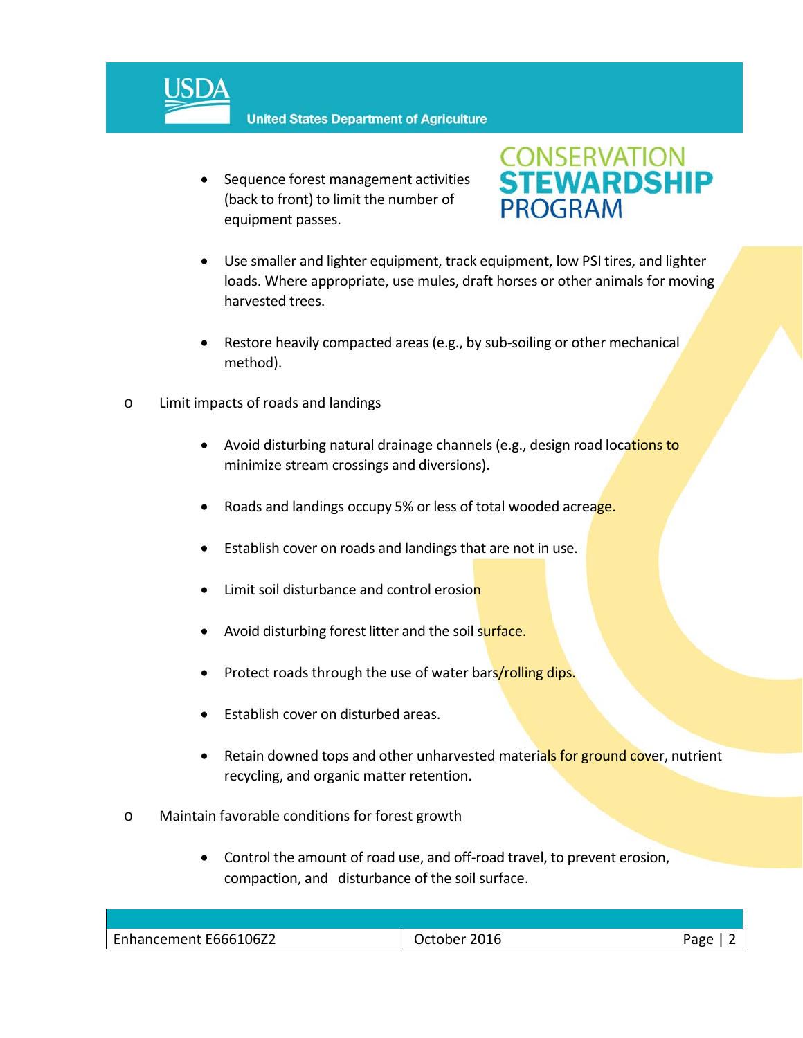- Sequence forest management activities (back to front) to limit the number of equipment passes.

- Use smaller and lighter equipment, track equipment, low PSI tires, and lighter loads. Where appropriate, use mules, draft horses or other animals for moving harvested trees.

- Restore heavily compacted areas (e.g., by sub-soiling or other mechanical method).

o Limit impacts of roads and landings

  - Avoid disturbing natural drainage channels (e.g., design road locations to minimize stream crossings and diversions).

  - Roads and landings occupy 5% or less of total wooded acreage.

  - Establish cover on roads and landings that are not in use.

  - Limit soil disturbance and control erosion

  - Avoid disturbing forest litter and the soil surface.

  - Protect roads through the use of water bars/rolling dips.

  - Establish cover on disturbed areas.

  - Retain downed tops and other unharvested materials for ground cover, nutrient recycling, and organic matter retention.

o Maintain favorable conditions for forest growth

  - Control the amount of road use, and off-road travel, to prevent erosion, compaction, and disturbance of the soil surface.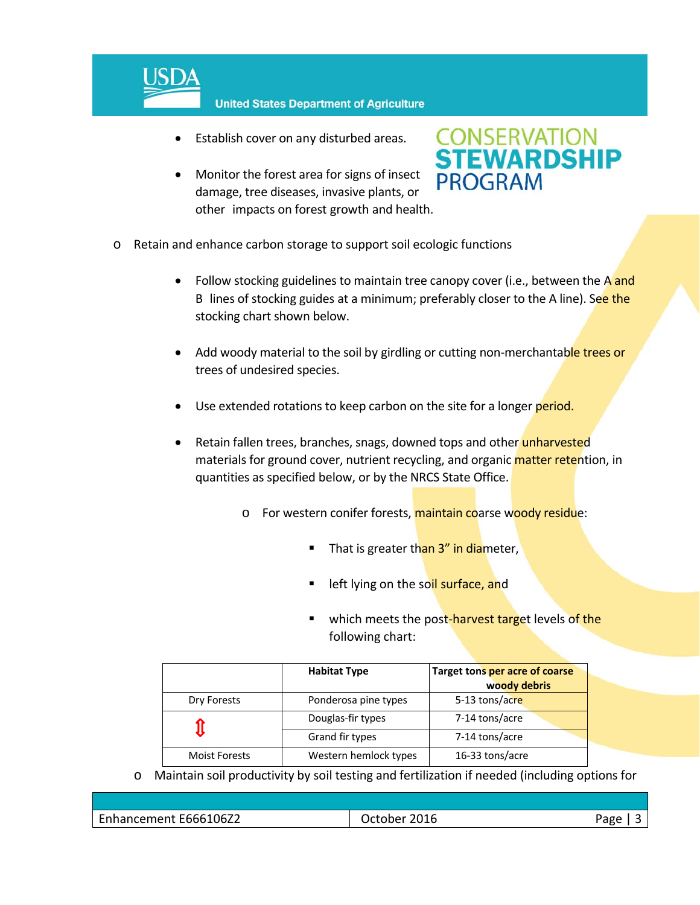- Establish cover on any disturbed areas.
- Monitor the forest area for signs of insect damage, tree diseases, invasive plants, or other impacts on forest growth and health.

o Retain and enhance carbon storage to support soil ecologic functions

- Follow stocking guidelines to maintain tree canopy cover (i.e., between the A and B lines of stocking guides at a minimum; preferably closer to the A line). See the stocking chart shown below.
- Add woody material to the soil by girdling or cutting non-merchantable trees or trees of undesired species.
- Use extended rotations to keep carbon on the site for a longer period.
- Retain fallen trees, branches, snags, downed tops and other unharvested materials for ground cover, nutrient recycling, and organic matter retention, in quantities as specified below, or by the NRCS State Office.
  - o For western conifer forests, maintain coarse woody residue:
    - That is greater than 3" in diameter,
    - left lying on the soil surface, and
    - which meets the post-harvest target levels of the following chart:

| | **Habitat Type** | **Target tons per acre of coarse woody debris** |
|---|---|---|
| Dry Forests | Ponderosa pine types | 5-13 tons/acre |
| ⇕ | Douglas-fir types | 7-14 tons/acre |
| | Grand fir types | 7-14 tons/acre |
| Moist Forests | Western hemlock types | 16-33 tons/acre |

o Maintain soil productivity by soil testing and fertilization if needed (including options for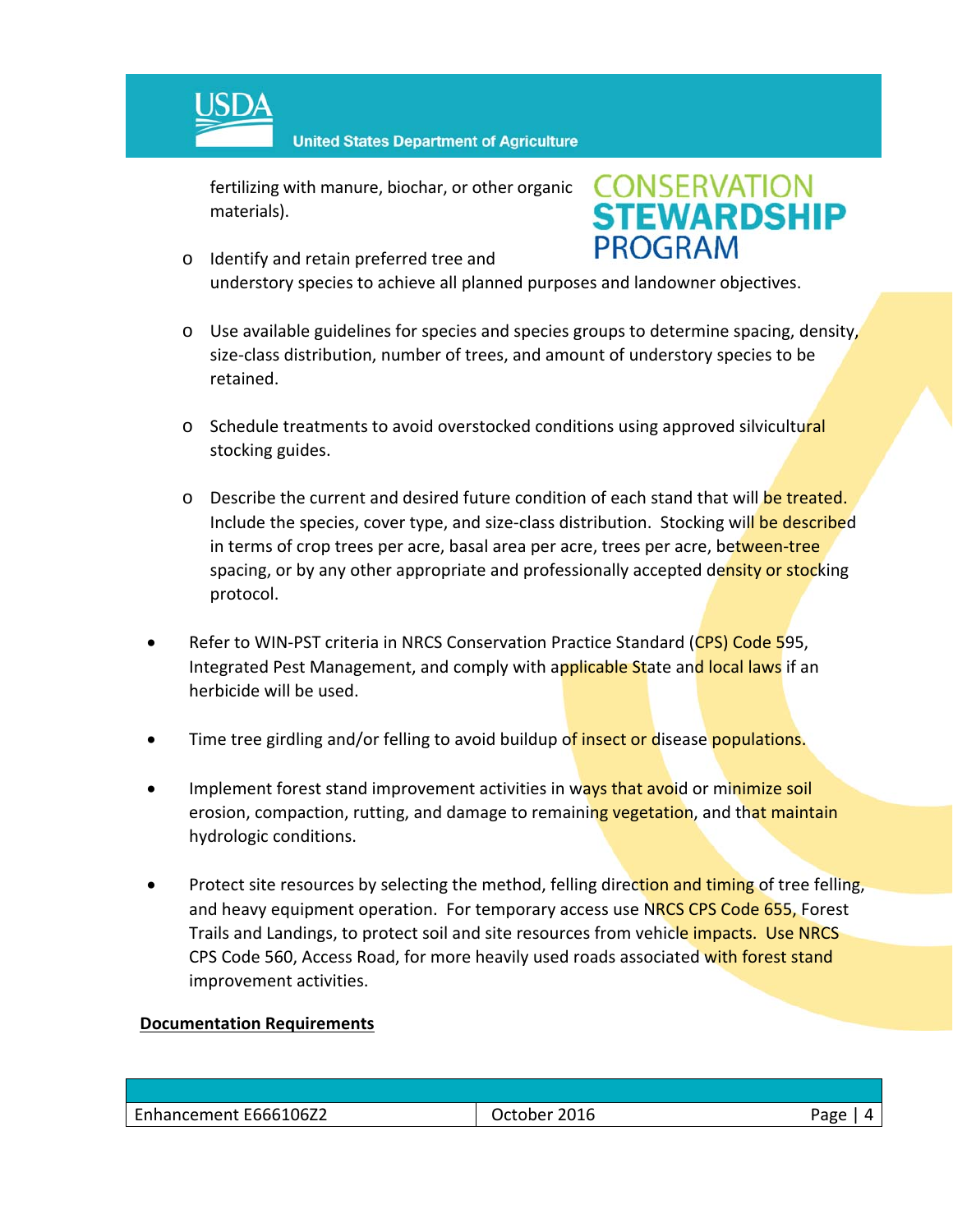fertilizing with manure, biochar, or other organic materials).

  - Identify and retain preferred tree and understory species to achieve all planned purposes and landowner objectives.

  - Use available guidelines for species and species groups to determine spacing, density, size-class distribution, number of trees, and amount of understory species to be retained.

  - Schedule treatments to avoid overstocked conditions using approved silvicultural stocking guides.

  - Describe the current and desired future condition of each stand that will be treated. Include the species, cover type, and size-class distribution. Stocking will be described in terms of crop trees per acre, basal area per acre, trees per acre, between-tree spacing, or by any other appropriate and professionally accepted density or stocking protocol.

- Refer to WIN-PST criteria in NRCS Conservation Practice Standard (CPS) Code 595, Integrated Pest Management, and comply with applicable State and local laws if an herbicide will be used.

- Time tree girdling and/or felling to avoid buildup of insect or disease populations.

- Implement forest stand improvement activities in ways that avoid or minimize soil erosion, compaction, rutting, and damage to remaining vegetation, and that maintain hydrologic conditions.

- Protect site resources by selecting the method, felling direction and timing of tree felling, and heavy equipment operation. For temporary access use NRCS CPS Code 655, Forest Trails and Landings, to protect soil and site resources from vehicle impacts. Use NRCS CPS Code 560, Access Road, for more heavily used roads associated with forest stand improvement activities.

**Documentation Requirements**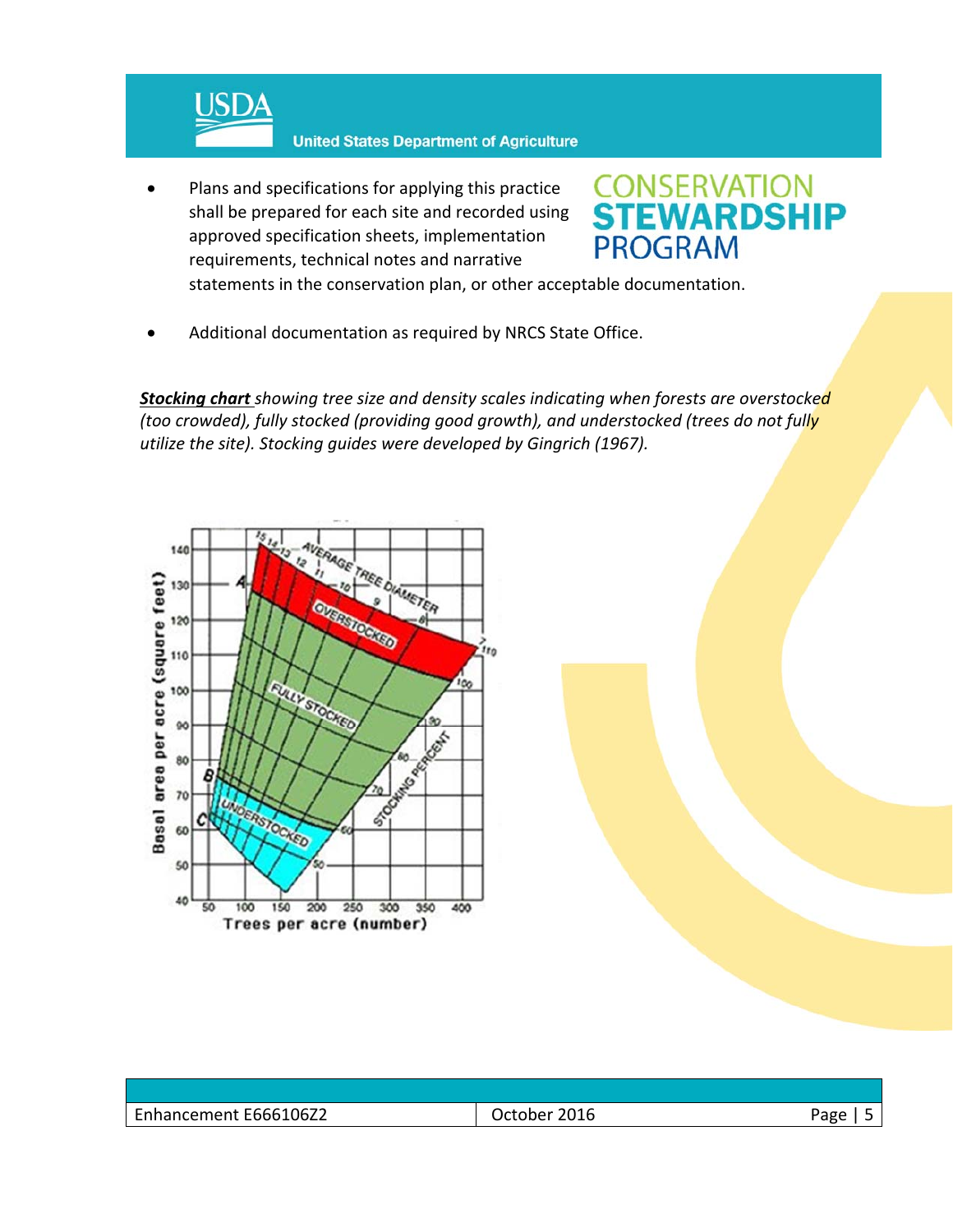- Plans and specifications for applying this practice shall be prepared for each site and recorded using approved specification sheets, implementation requirements, technical notes and narrative statements in the conservation plan, or other acceptable documentation.

- Additional documentation as required by NRCS State Office.

***Stocking chart*** *showing tree size and density scales indicating when forests are overstocked (too crowded), fully stocked (providing good growth), and understocked (trees do not fully utilize the site). Stocking guides were developed by Gingrich (1967).*

AVERAGE TREE DIAMETER

15 14 13 12 11 10 9 8 7

OVERSTOCKED

FULLY STOCKED

UNDERSTOCKED

STOCKING PERCENT

110 100 90 80 70 60 50

A

B

C

Basal area per acre (square feet)

140 130 120 110 100 90 80 70 60 50 40

Trees per acre (number)

50 100 150 200 250 300 350 400